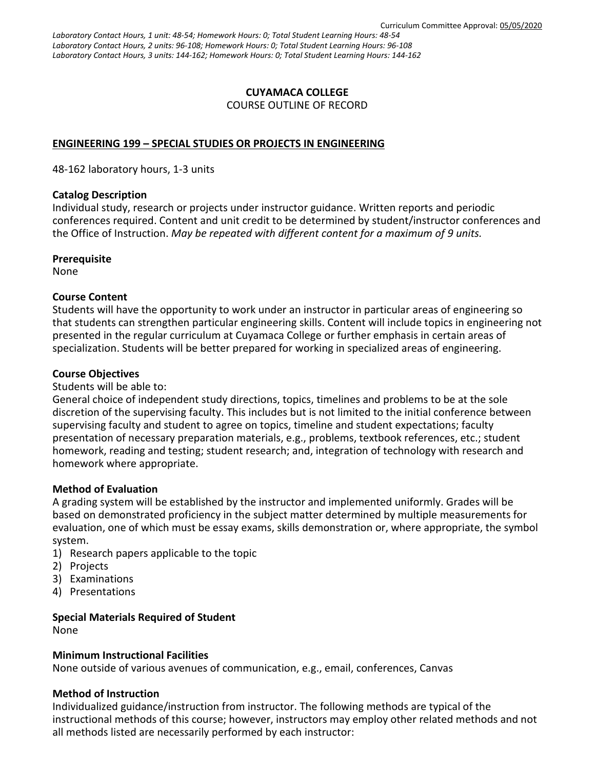Curriculum Committee Approval: 05/05/2020

*Laboratory Contact Hours, 1 unit: 48-54; Homework Hours: 0; Total Student Learning Hours: 48-54*
*Laboratory Contact Hours, 2 units: 96-108; Homework Hours: 0; Total Student Learning Hours: 96-108*
*Laboratory Contact Hours, 3 units: 144-162; Homework Hours: 0; Total Student Learning Hours: 144-162*

# CUYAMACA COLLEGE

COURSE OUTLINE OF RECORD

## ENGINEERING 199 – SPECIAL STUDIES OR PROJECTS IN ENGINEERING

48-162 laboratory hours, 1-3 units

### Catalog Description

Individual study, research or projects under instructor guidance. Written reports and periodic conferences required. Content and unit credit to be determined by student/instructor conferences and the Office of Instruction. *May be repeated with different content for a maximum of 9 units.*

### Prerequisite

None

### Course Content

Students will have the opportunity to work under an instructor in particular areas of engineering so that students can strengthen particular engineering skills. Content will include topics in engineering not presented in the regular curriculum at Cuyamaca College or further emphasis in certain areas of specialization. Students will be better prepared for working in specialized areas of engineering.

### Course Objectives

Students will be able to:

General choice of independent study directions, topics, timelines and problems to be at the sole discretion of the supervising faculty. This includes but is not limited to the initial conference between supervising faculty and student to agree on topics, timeline and student expectations; faculty presentation of necessary preparation materials, e.g., problems, textbook references, etc.; student homework, reading and testing; student research; and, integration of technology with research and homework where appropriate.

### Method of Evaluation

A grading system will be established by the instructor and implemented uniformly. Grades will be based on demonstrated proficiency in the subject matter determined by multiple measurements for evaluation, one of which must be essay exams, skills demonstration or, where appropriate, the symbol system.

1) Research papers applicable to the topic
2) Projects
3) Examinations
4) Presentations

### Special Materials Required of Student

None

### Minimum Instructional Facilities

None outside of various avenues of communication, e.g., email, conferences, Canvas

### Method of Instruction

Individualized guidance/instruction from instructor. The following methods are typical of the instructional methods of this course; however, instructors may employ other related methods and not all methods listed are necessarily performed by each instructor: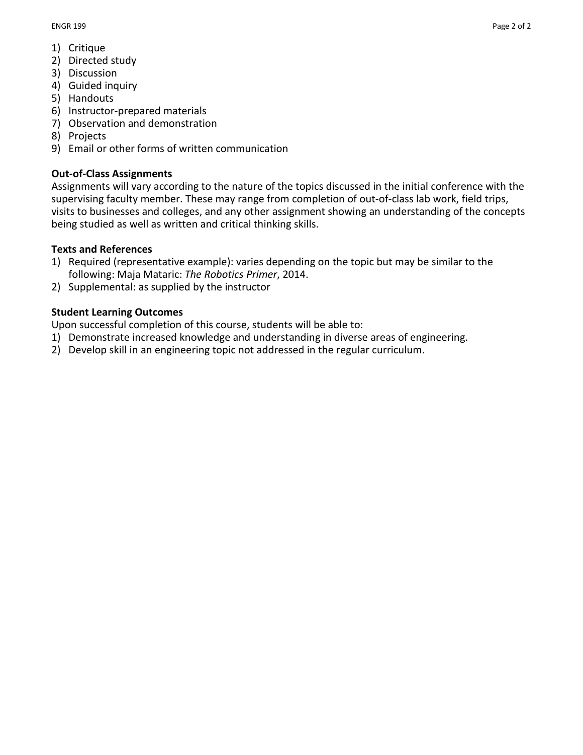1) Critique
2) Directed study
3) Discussion
4) Guided inquiry
5) Handouts
6) Instructor-prepared materials
7) Observation and demonstration
8) Projects
9) Email or other forms of written communication

**Out-of-Class Assignments**

Assignments will vary according to the nature of the topics discussed in the initial conference with the supervising faculty member. These may range from completion of out-of-class lab work, field trips, visits to businesses and colleges, and any other assignment showing an understanding of the concepts being studied as well as written and critical thinking skills.

**Texts and References**

1) Required (representative example): varies depending on the topic but may be similar to the following: Maja Mataric: *The Robotics Primer*, 2014.
2) Supplemental: as supplied by the instructor

**Student Learning Outcomes**

Upon successful completion of this course, students will be able to:

1) Demonstrate increased knowledge and understanding in diverse areas of engineering.
2) Develop skill in an engineering topic not addressed in the regular curriculum.